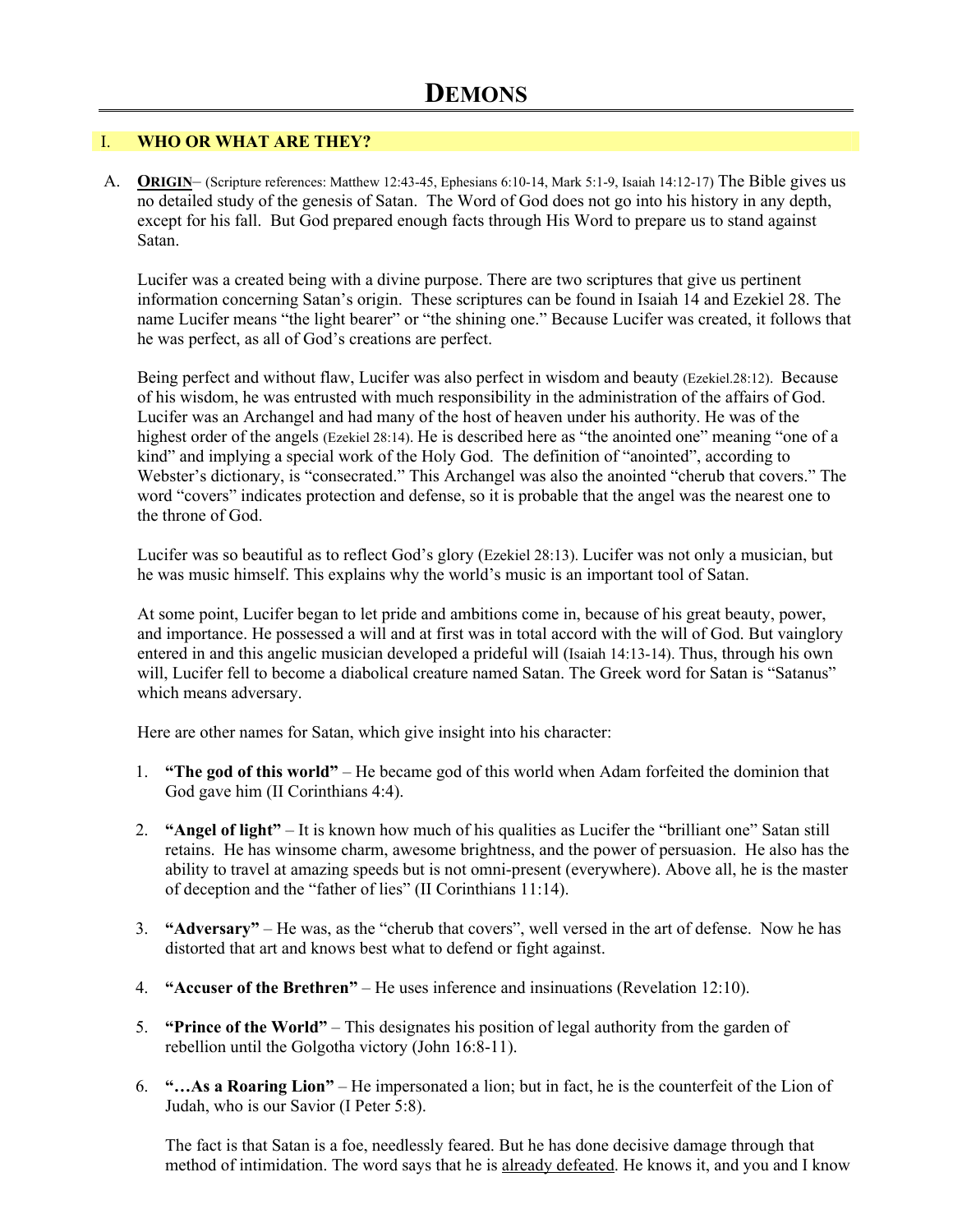# DEMONS

## I. WHO OR WHAT ARE THEY?

A. **ORIGIN**– (Scripture references: Matthew 12:43-45, Ephesians 6:10-14, Mark 5:1-9, Isaiah 14:12-17) The Bible gives us no detailed study of the genesis of Satan. The Word of God does not go into his history in any depth, except for his fall. But God prepared enough facts through His Word to prepare us to stand against Satan.

Lucifer was a created being with a divine purpose. There are two scriptures that give us pertinent information concerning Satan's origin. These scriptures can be found in Isaiah 14 and Ezekiel 28. The name Lucifer means "the light bearer" or "the shining one." Because Lucifer was created, it follows that he was perfect, as all of God's creations are perfect.

Being perfect and without flaw, Lucifer was also perfect in wisdom and beauty (Ezekiel.28:12). Because of his wisdom, he was entrusted with much responsibility in the administration of the affairs of God. Lucifer was an Archangel and had many of the host of heaven under his authority. He was of the highest order of the angels (Ezekiel 28:14). He is described here as "the anointed one" meaning "one of a kind" and implying a special work of the Holy God. The definition of "anointed", according to Webster's dictionary, is "consecrated." This Archangel was also the anointed "cherub that covers." The word "covers" indicates protection and defense, so it is probable that the angel was the nearest one to the throne of God.

Lucifer was so beautiful as to reflect God's glory (Ezekiel 28:13). Lucifer was not only a musician, but he was music himself. This explains why the world's music is an important tool of Satan.

At some point, Lucifer began to let pride and ambitions come in, because of his great beauty, power, and importance. He possessed a will and at first was in total accord with the will of God. But vainglory entered in and this angelic musician developed a prideful will (Isaiah 14:13-14). Thus, through his own will, Lucifer fell to become a diabolical creature named Satan. The Greek word for Satan is "Satanus" which means adversary.

Here are other names for Satan, which give insight into his character:

1. **"The god of this world"** – He became god of this world when Adam forfeited the dominion that God gave him (II Corinthians 4:4).

2. **"Angel of light"** – It is known how much of his qualities as Lucifer the "brilliant one" Satan still retains. He has winsome charm, awesome brightness, and the power of persuasion. He also has the ability to travel at amazing speeds but is not omni-present (everywhere). Above all, he is the master of deception and the "father of lies" (II Corinthians 11:14).

3. **"Adversary"** – He was, as the "cherub that covers", well versed in the art of defense. Now he has distorted that art and knows best what to defend or fight against.

4. **"Accuser of the Brethren"** – He uses inference and insinuations (Revelation 12:10).

5. **"Prince of the World"** – This designates his position of legal authority from the garden of rebellion until the Golgotha victory (John 16:8-11).

6. **"…As a Roaring Lion"** – He impersonated a lion; but in fact, he is the counterfeit of the Lion of Judah, who is our Savior (I Peter 5:8).

   The fact is that Satan is a foe, needlessly feared. But he has done decisive damage through that method of intimidation. The word says that he is already defeated. He knows it, and you and I know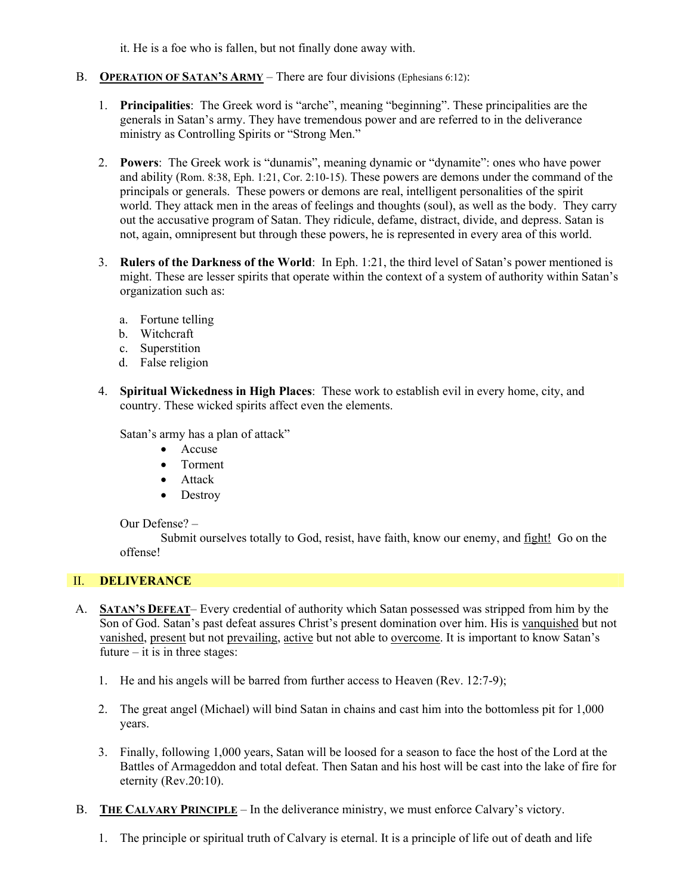it. He is a foe who is fallen, but not finally done away with.

B. **<u>Operation of Satan's Army</u>** – There are four divisions (Ephesians 6:12):

1. **Principalities**: The Greek word is "arche", meaning "beginning". These principalities are the generals in Satan's army. They have tremendous power and are referred to in the deliverance ministry as Controlling Spirits or "Strong Men."

2. **Powers**: The Greek work is "dunamis", meaning dynamic or "dynamite": ones who have power and ability (Rom. 8:38, Eph. 1:21, Cor. 2:10-15). These powers are demons under the command of the principals or generals. These powers or demons are real, intelligent personalities of the spirit world. They attack men in the areas of feelings and thoughts (soul), as well as the body. They carry out the accusative program of Satan. They ridicule, defame, distract, divide, and depress. Satan is not, again, omnipresent but through these powers, he is represented in every area of this world.

3. **Rulers of the Darkness of the World**: In Eph. 1:21, the third level of Satan's power mentioned is might. These are lesser spirits that operate within the context of a system of authority within Satan's organization such as:

   a. Fortune telling
   b. Witchcraft
   c. Superstition
   d. False religion

4. **Spiritual Wickedness in High Places**: These work to establish evil in every home, city, and country. These wicked spirits affect even the elements.

   Satan's army has a plan of attack"
   - Accuse
   - Torment
   - Attack
   - Destroy

   Our Defense? –
   Submit ourselves totally to God, resist, have faith, know our enemy, and <u>fight!</u> Go on the offense!

## II. DELIVERANCE

A. **<u>Satan's Defeat</u>**– Every credential of authority which Satan possessed was stripped from him by the Son of God. Satan's past defeat assures Christ's present domination over him. His is <u>vanquished</u> but not <u>vanished</u>, <u>present</u> but not <u>prevailing</u>, <u>active</u> but not able to <u>overcome</u>. It is important to know Satan's future – it is in three stages:

1. He and his angels will be barred from further access to Heaven (Rev. 12:7-9);

2. The great angel (Michael) will bind Satan in chains and cast him into the bottomless pit for 1,000 years.

3. Finally, following 1,000 years, Satan will be loosed for a season to face the host of the Lord at the Battles of Armageddon and total defeat. Then Satan and his host will be cast into the lake of fire for eternity (Rev.20:10).

B. **<u>The Calvary Principle</u>** – In the deliverance ministry, we must enforce Calvary's victory.

1. The principle or spiritual truth of Calvary is eternal. It is a principle of life out of death and life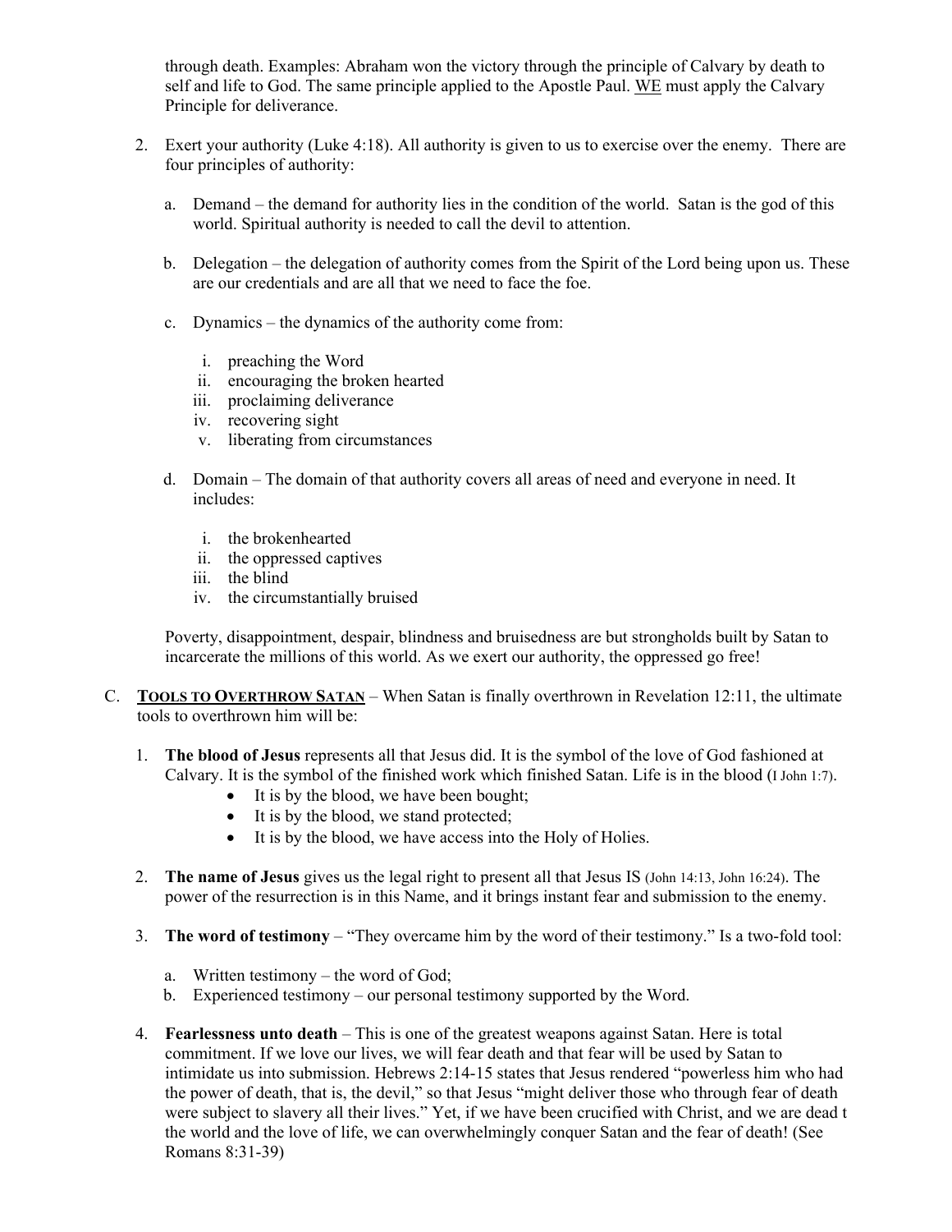through death. Examples: Abraham won the victory through the principle of Calvary by death to self and life to God. The same principle applied to the Apostle Paul. <u>WE</u> must apply the Calvary Principle for deliverance.

2. Exert your authority (Luke 4:18). All authority is given to us to exercise over the enemy. There are four principles of authority:

   a. Demand – the demand for authority lies in the condition of the world. Satan is the god of this world. Spiritual authority is needed to call the devil to attention.

   b. Delegation – the delegation of authority comes from the Spirit of the Lord being upon us. These are our credentials and are all that we need to face the foe.

   c. Dynamics – the dynamics of the authority come from:

      i. preaching the Word
      ii. encouraging the broken hearted
      iii. proclaiming deliverance
      iv. recovering sight
      v. liberating from circumstances

   d. Domain – The domain of that authority covers all areas of need and everyone in need. It includes:

      i. the brokenhearted
      ii. the oppressed captives
      iii. the blind
      iv. the circumstantially bruised

   Poverty, disappointment, despair, blindness and bruisedness are but strongholds built by Satan to incarcerate the millions of this world. As we exert our authority, the oppressed go free!

C. **<u>TOOLS TO OVERTHROW SATAN</u>** – When Satan is finally overthrown in Revelation 12:11, the ultimate tools to overthrown him will be:

1. **The blood of Jesus** represents all that Jesus did. It is the symbol of the love of God fashioned at Calvary. It is the symbol of the finished work which finished Satan. Life is in the blood (I John 1:7).
   - It is by the blood, we have been bought;
   - It is by the blood, we stand protected;
   - It is by the blood, we have access into the Holy of Holies.

2. **The name of Jesus** gives us the legal right to present all that Jesus IS (John 14:13, John 16:24). The power of the resurrection is in this Name, and it brings instant fear and submission to the enemy.

3. **The word of testimony** – "They overcame him by the word of their testimony." Is a two-fold tool:

   a. Written testimony – the word of God;
   b. Experienced testimony – our personal testimony supported by the Word.

4. **Fearlessness unto death** – This is one of the greatest weapons against Satan. Here is total commitment. If we love our lives, we will fear death and that fear will be used by Satan to intimidate us into submission. Hebrews 2:14-15 states that Jesus rendered "powerless him who had the power of death, that is, the devil," so that Jesus "might deliver those who through fear of death were subject to slavery all their lives." Yet, if we have been crucified with Christ, and we are dead t the world and the love of life, we can overwhelmingly conquer Satan and the fear of death! (See Romans 8:31-39)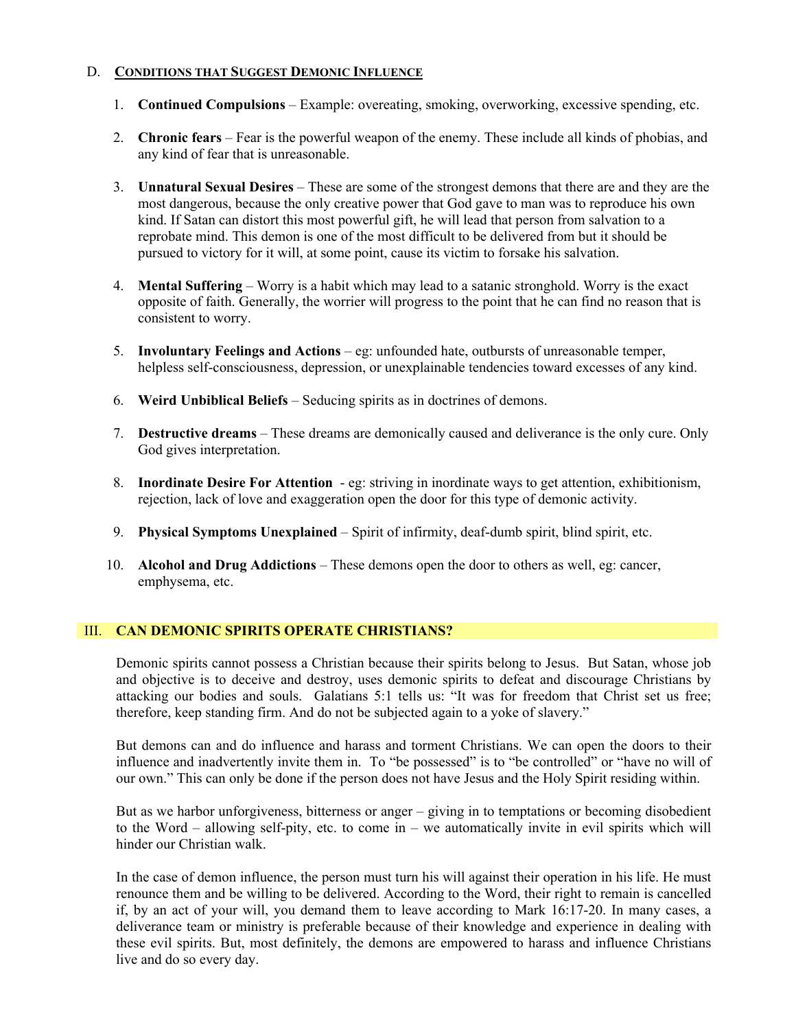D. **CONDITIONS THAT SUGGEST DEMONIC INFLUENCE**

1. **Continued Compulsions** – Example: overeating, smoking, overworking, excessive spending, etc.

2. **Chronic fears** – Fear is the powerful weapon of the enemy. These include all kinds of phobias, and any kind of fear that is unreasonable.

3. **Unnatural Sexual Desires** – These are some of the strongest demons that there are and they are the most dangerous, because the only creative power that God gave to man was to reproduce his own kind. If Satan can distort this most powerful gift, he will lead that person from salvation to a reprobate mind. This demon is one of the most difficult to be delivered from but it should be pursued to victory for it will, at some point, cause its victim to forsake his salvation.

4. **Mental Suffering** – Worry is a habit which may lead to a satanic stronghold. Worry is the exact opposite of faith. Generally, the worrier will progress to the point that he can find no reason that is consistent to worry.

5. **Involuntary Feelings and Actions** – eg: unfounded hate, outbursts of unreasonable temper, helpless self-consciousness, depression, or unexplainable tendencies toward excesses of any kind.

6. **Weird Unbiblical Beliefs** – Seducing spirits as in doctrines of demons.

7. **Destructive dreams** – These dreams are demonically caused and deliverance is the only cure. Only God gives interpretation.

8. **Inordinate Desire For Attention** - eg: striving in inordinate ways to get attention, exhibitionism, rejection, lack of love and exaggeration open the door for this type of demonic activity.

9. **Physical Symptoms Unexplained** – Spirit of infirmity, deaf-dumb spirit, blind spirit, etc.

10. **Alcohol and Drug Addictions** – These demons open the door to others as well, eg: cancer, emphysema, etc.

## III. CAN DEMONIC SPIRITS OPERATE CHRISTIANS?

Demonic spirits cannot possess a Christian because their spirits belong to Jesus. But Satan, whose job and objective is to deceive and destroy, uses demonic spirits to defeat and discourage Christians by attacking our bodies and souls. Galatians 5:1 tells us: "It was for freedom that Christ set us free; therefore, keep standing firm. And do not be subjected again to a yoke of slavery."

But demons can and do influence and harass and torment Christians. We can open the doors to their influence and inadvertently invite them in. To "be possessed" is to "be controlled" or "have no will of our own." This can only be done if the person does not have Jesus and the Holy Spirit residing within.

But as we harbor unforgiveness, bitterness or anger – giving in to temptations or becoming disobedient to the Word – allowing self-pity, etc. to come in – we automatically invite in evil spirits which will hinder our Christian walk.

In the case of demon influence, the person must turn his will against their operation in his life. He must renounce them and be willing to be delivered. According to the Word, their right to remain is cancelled if, by an act of your will, you demand them to leave according to Mark 16:17-20. In many cases, a deliverance team or ministry is preferable because of their knowledge and experience in dealing with these evil spirits. But, most definitely, the demons are empowered to harass and influence Christians live and do so every day.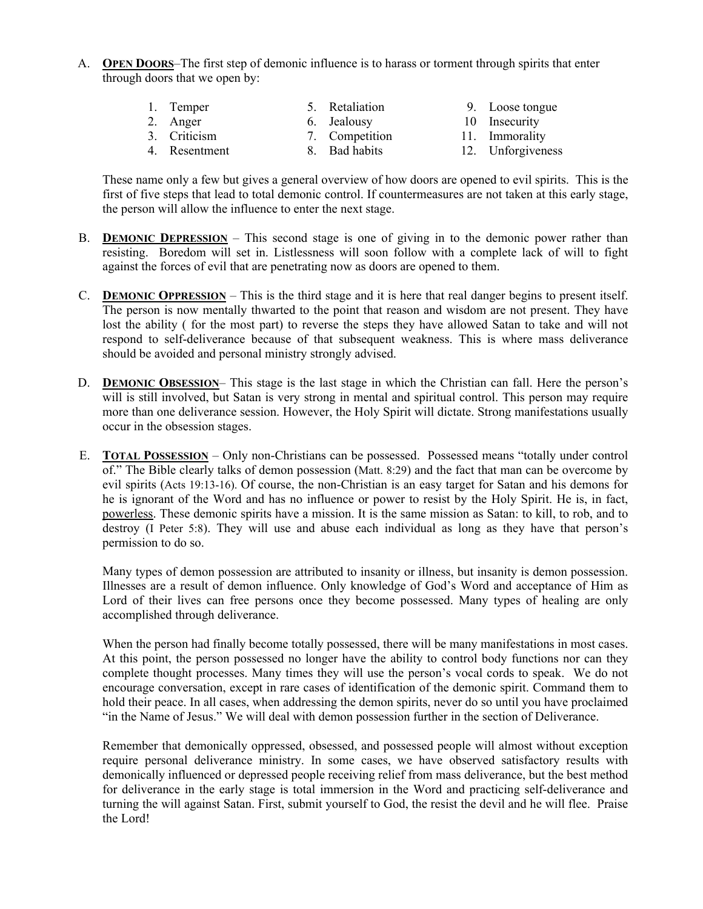A. **<u>OPEN DOORS</u>**–The first step of demonic influence is to harass or torment through spirits that enter through doors that we open by:

1. Temper
2. Anger
3. Criticism
4. Resentment
5. Retaliation
6. Jealousy
7. Competition
8. Bad habits
9. Loose tongue
10 Insecurity
11. Immorality
12. Unforgiveness

These name only a few but gives a general overview of how doors are opened to evil spirits. This is the first of five steps that lead to total demonic control. If countermeasures are not taken at this early stage, the person will allow the influence to enter the next stage.

B. **<u>DEMONIC DEPRESSION</u>** – This second stage is one of giving in to the demonic power rather than resisting. Boredom will set in. Listlessness will soon follow with a complete lack of will to fight against the forces of evil that are penetrating now as doors are opened to them.

C. **<u>DEMONIC OPPRESSION</u>** – This is the third stage and it is here that real danger begins to present itself. The person is now mentally thwarted to the point that reason and wisdom are not present. They have lost the ability ( for the most part) to reverse the steps they have allowed Satan to take and will not respond to self-deliverance because of that subsequent weakness. This is where mass deliverance should be avoided and personal ministry strongly advised.

D. **<u>DEMONIC OBSESSION</u>**– This stage is the last stage in which the Christian can fall. Here the person's will is still involved, but Satan is very strong in mental and spiritual control. This person may require more than one deliverance session. However, the Holy Spirit will dictate. Strong manifestations usually occur in the obsession stages.

E. **<u>TOTAL POSSESSION</u>** – Only non-Christians can be possessed. Possessed means "totally under control of." The Bible clearly talks of demon possession (Matt. 8:29) and the fact that man can be overcome by evil spirits (Acts 19:13-16). Of course, the non-Christian is an easy target for Satan and his demons for he is ignorant of the Word and has no influence or power to resist by the Holy Spirit. He is, in fact, <u>powerless</u>. These demonic spirits have a mission. It is the same mission as Satan: to kill, to rob, and to destroy (I Peter 5:8). They will use and abuse each individual as long as they have that person's permission to do so.

Many types of demon possession are attributed to insanity or illness, but insanity is demon possession. Illnesses are a result of demon influence. Only knowledge of God's Word and acceptance of Him as Lord of their lives can free persons once they become possessed. Many types of healing are only accomplished through deliverance.

When the person had finally become totally possessed, there will be many manifestations in most cases. At this point, the person possessed no longer have the ability to control body functions nor can they complete thought processes. Many times they will use the person's vocal cords to speak. We do not encourage conversation, except in rare cases of identification of the demonic spirit. Command them to hold their peace. In all cases, when addressing the demon spirits, never do so until you have proclaimed "in the Name of Jesus." We will deal with demon possession further in the section of Deliverance.

Remember that demonically oppressed, obsessed, and possessed people will almost without exception require personal deliverance ministry. In some cases, we have observed satisfactory results with demonically influenced or depressed people receiving relief from mass deliverance, but the best method for deliverance in the early stage is total immersion in the Word and practicing self-deliverance and turning the will against Satan. First, submit yourself to God, the resist the devil and he will flee. Praise the Lord!